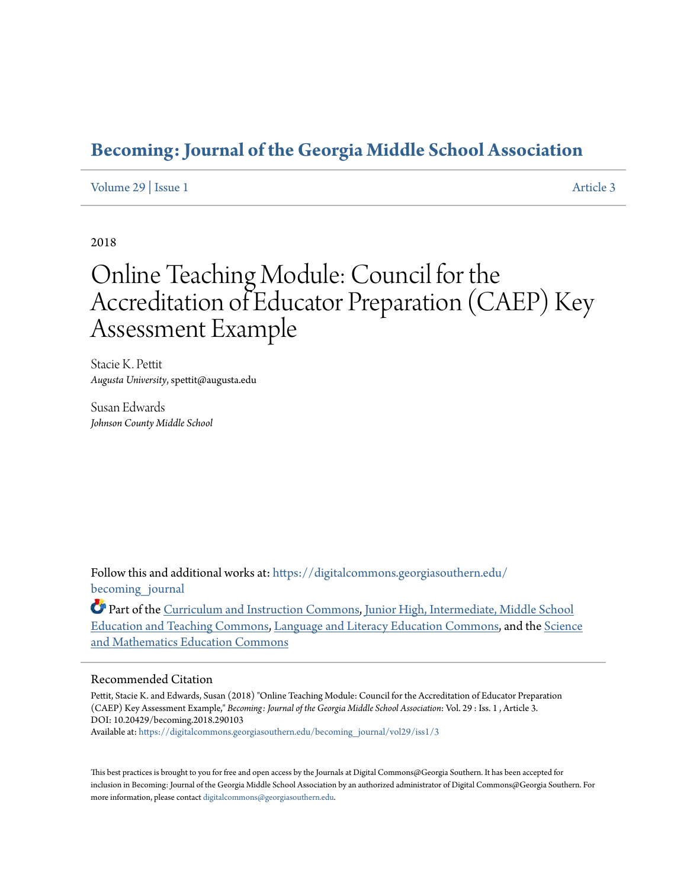# Becoming: Journal of the Georgia Middle School Association

Volume 29 | Issue 1 Article 3

2018

# Online Teaching Module: Council for the Accreditation of Educator Preparation (CAEP) Key Assessment Example

Stacie K. Pettit
*Augusta University*, spettit@augusta.edu

Susan Edwards
*Johnson County Middle School*

Follow this and additional works at: https://digitalcommons.georgiasouthern.edu/becoming_journal

Part of the Curriculum and Instruction Commons, Junior High, Intermediate, Middle School Education and Teaching Commons, Language and Literacy Education Commons, and the Science and Mathematics Education Commons

## Recommended Citation

Pettit, Stacie K. and Edwards, Susan (2018) "Online Teaching Module: Council for the Accreditation of Educator Preparation (CAEP) Key Assessment Example," *Becoming: Journal of the Georgia Middle School Association*: Vol. 29 : Iss. 1 , Article 3.
DOI: 10.20429/becoming.2018.290103
Available at: https://digitalcommons.georgiasouthern.edu/becoming_journal/vol29/iss1/3

This best practices is brought to you for free and open access by the Journals at Digital Commons@Georgia Southern. It has been accepted for inclusion in Becoming: Journal of the Georgia Middle School Association by an authorized administrator of Digital Commons@Georgia Southern. For more information, please contact digitalcommons@georgiasouthern.edu.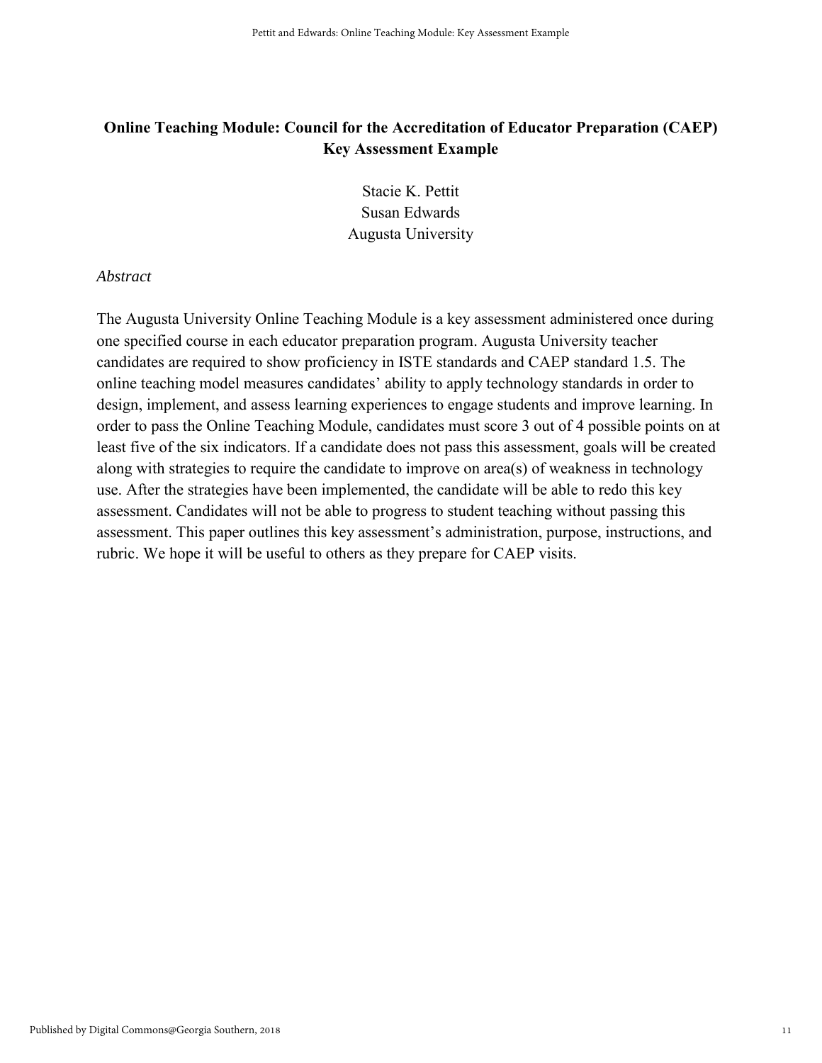## Online Teaching Module: Council for the Accreditation of Educator Preparation (CAEP) Key Assessment Example

Stacie K. Pettit
Susan Edwards
Augusta University

*Abstract*

The Augusta University Online Teaching Module is a key assessment administered once during one specified course in each educator preparation program. Augusta University teacher candidates are required to show proficiency in ISTE standards and CAEP standard 1.5. The online teaching model measures candidates' ability to apply technology standards in order to design, implement, and assess learning experiences to engage students and improve learning. In order to pass the Online Teaching Module, candidates must score 3 out of 4 possible points on at least five of the six indicators. If a candidate does not pass this assessment, goals will be created along with strategies to require the candidate to improve on area(s) of weakness in technology use. After the strategies have been implemented, the candidate will be able to redo this key assessment. Candidates will not be able to progress to student teaching without passing this assessment. This paper outlines this key assessment's administration, purpose, instructions, and rubric. We hope it will be useful to others as they prepare for CAEP visits.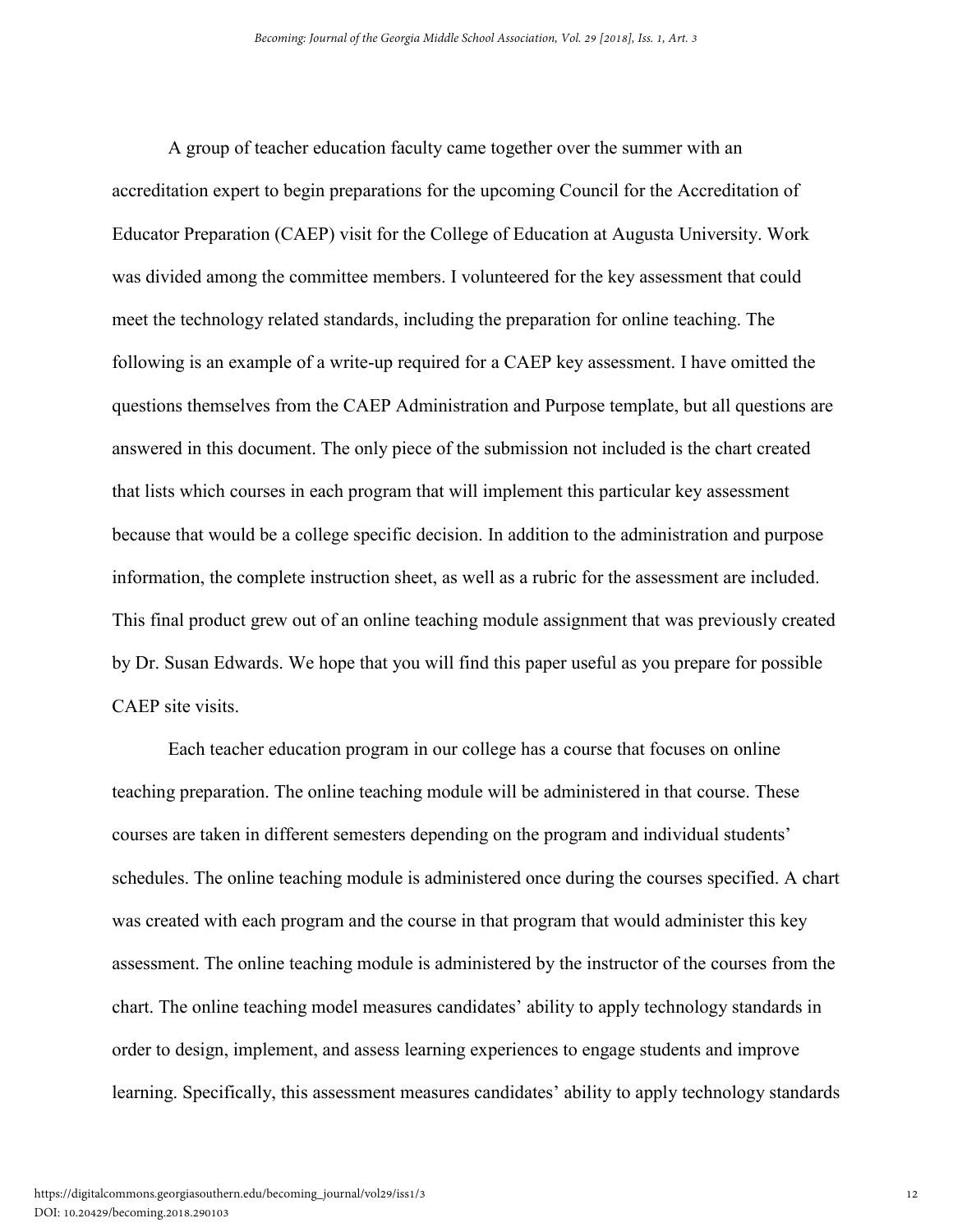A group of teacher education faculty came together over the summer with an accreditation expert to begin preparations for the upcoming Council for the Accreditation of Educator Preparation (CAEP) visit for the College of Education at Augusta University. Work was divided among the committee members. I volunteered for the key assessment that could meet the technology related standards, including the preparation for online teaching. The following is an example of a write-up required for a CAEP key assessment. I have omitted the questions themselves from the CAEP Administration and Purpose template, but all questions are answered in this document. The only piece of the submission not included is the chart created that lists which courses in each program that will implement this particular key assessment because that would be a college specific decision. In addition to the administration and purpose information, the complete instruction sheet, as well as a rubric for the assessment are included. This final product grew out of an online teaching module assignment that was previously created by Dr. Susan Edwards. We hope that you will find this paper useful as you prepare for possible CAEP site visits.

Each teacher education program in our college has a course that focuses on online teaching preparation. The online teaching module will be administered in that course. These courses are taken in different semesters depending on the program and individual students' schedules. The online teaching module is administered once during the courses specified. A chart was created with each program and the course in that program that would administer this key assessment. The online teaching module is administered by the instructor of the courses from the chart. The online teaching model measures candidates' ability to apply technology standards in order to design, implement, and assess learning experiences to engage students and improve learning. Specifically, this assessment measures candidates' ability to apply technology standards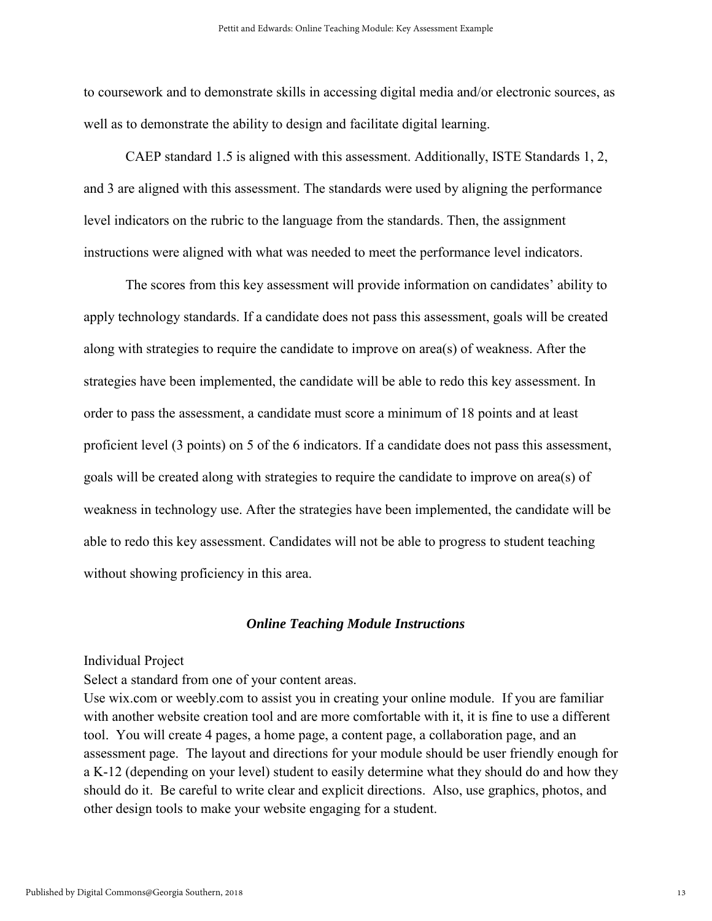to coursework and to demonstrate skills in accessing digital media and/or electronic sources, as well as to demonstrate the ability to design and facilitate digital learning.

CAEP standard 1.5 is aligned with this assessment. Additionally, ISTE Standards 1, 2, and 3 are aligned with this assessment. The standards were used by aligning the performance level indicators on the rubric to the language from the standards. Then, the assignment instructions were aligned with what was needed to meet the performance level indicators.

The scores from this key assessment will provide information on candidates' ability to apply technology standards. If a candidate does not pass this assessment, goals will be created along with strategies to require the candidate to improve on area(s) of weakness. After the strategies have been implemented, the candidate will be able to redo this key assessment. In order to pass the assessment, a candidate must score a minimum of 18 points and at least proficient level (3 points) on 5 of the 6 indicators. If a candidate does not pass this assessment, goals will be created along with strategies to require the candidate to improve on area(s) of weakness in technology use. After the strategies have been implemented, the candidate will be able to redo this key assessment. Candidates will not be able to progress to student teaching without showing proficiency in this area.

### ***Online Teaching Module Instructions***

Individual Project
Select a standard from one of your content areas.
Use wix.com or weebly.com to assist you in creating your online module. If you are familiar with another website creation tool and are more comfortable with it, it is fine to use a different tool. You will create 4 pages, a home page, a content page, a collaboration page, and an assessment page. The layout and directions for your module should be user friendly enough for a K-12 (depending on your level) student to easily determine what they should do and how they should do it. Be careful to write clear and explicit directions. Also, use graphics, photos, and other design tools to make your website engaging for a student.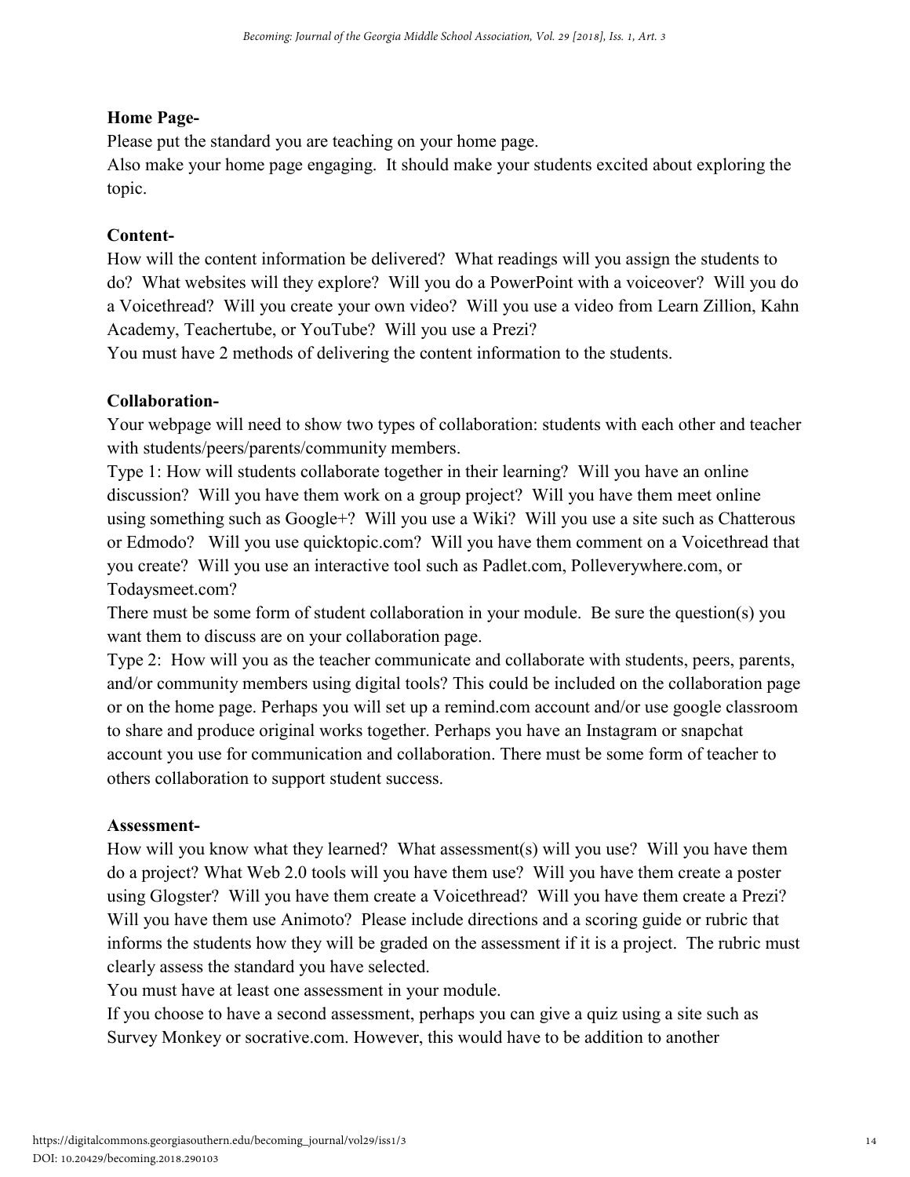**Home Page-**

Please put the standard you are teaching on your home page.

Also make your home page engaging. It should make your students excited about exploring the topic.

**Content-**

How will the content information be delivered? What readings will you assign the students to do? What websites will they explore? Will you do a PowerPoint with a voiceover? Will you do a Voicethread? Will you create your own video? Will you use a video from Learn Zillion, Kahn Academy, Teachertube, or YouTube? Will you use a Prezi?

You must have 2 methods of delivering the content information to the students.

**Collaboration-**

Your webpage will need to show two types of collaboration: students with each other and teacher with students/peers/parents/community members.

Type 1: How will students collaborate together in their learning? Will you have an online discussion? Will you have them work on a group project? Will you have them meet online using something such as Google+? Will you use a Wiki? Will you use a site such as Chatterous or Edmodo? Will you use quicktopic.com? Will you have them comment on a Voicethread that you create? Will you use an interactive tool such as Padlet.com, Polleverywhere.com, or Todaysmeet.com?

There must be some form of student collaboration in your module. Be sure the question(s) you want them to discuss are on your collaboration page.

Type 2: How will you as the teacher communicate and collaborate with students, peers, parents, and/or community members using digital tools? This could be included on the collaboration page or on the home page. Perhaps you will set up a remind.com account and/or use google classroom to share and produce original works together. Perhaps you have an Instagram or snapchat account you use for communication and collaboration. There must be some form of teacher to others collaboration to support student success.

**Assessment-**

How will you know what they learned? What assessment(s) will you use? Will you have them do a project? What Web 2.0 tools will you have them use? Will you have them create a poster using Glogster? Will you have them create a Voicethread? Will you have them create a Prezi? Will you have them use Animoto? Please include directions and a scoring guide or rubric that informs the students how they will be graded on the assessment if it is a project. The rubric must clearly assess the standard you have selected.

You must have at least one assessment in your module.

If you choose to have a second assessment, perhaps you can give a quiz using a site such as Survey Monkey or socrative.com. However, this would have to be addition to another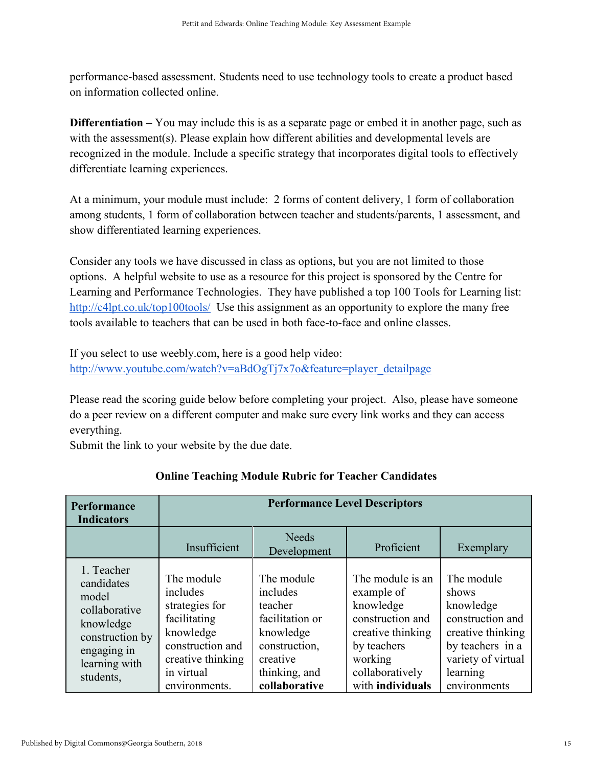performance-based assessment. Students need to use technology tools to create a product based on information collected online.

**Differentiation –** You may include this is as a separate page or embed it in another page, such as with the assessment(s). Please explain how different abilities and developmental levels are recognized in the module. Include a specific strategy that incorporates digital tools to effectively differentiate learning experiences.

At a minimum, your module must include: 2 forms of content delivery, 1 form of collaboration among students, 1 form of collaboration between teacher and students/parents, 1 assessment, and show differentiated learning experiences.

Consider any tools we have discussed in class as options, but you are not limited to those options. A helpful website to use as a resource for this project is sponsored by the Centre for Learning and Performance Technologies. They have published a top 100 Tools for Learning list: http://c4lpt.co.uk/top100tools/ Use this assignment as an opportunity to explore the many free tools available to teachers that can be used in both face-to-face and online classes.

If you select to use weebly.com, here is a good help video: http://www.youtube.com/watch?v=aBdOgTj7x7o&feature=player_detailpage

Please read the scoring guide below before completing your project. Also, please have someone do a peer review on a different computer and make sure every link works and they can access everything.
Submit the link to your website by the due date.

**Online Teaching Module Rubric for Teacher Candidates**

| **Performance Indicators** | **Performance Level Descriptors** | | | |
|---|---|---|---|---|
| | Insufficient | Needs Development | Proficient | Exemplary |
| 1. Teacher candidates model collaborative knowledge construction by engaging in learning with students, | The module includes strategies for facilitating knowledge construction and creative thinking in virtual environments. | The module includes teacher facilitation or knowledge construction, creative thinking, and **collaborative** | The module is an example of knowledge construction and creative thinking by teachers working collaboratively with **individuals** | The module shows knowledge construction and creative thinking by teachers in a variety of virtual learning environments |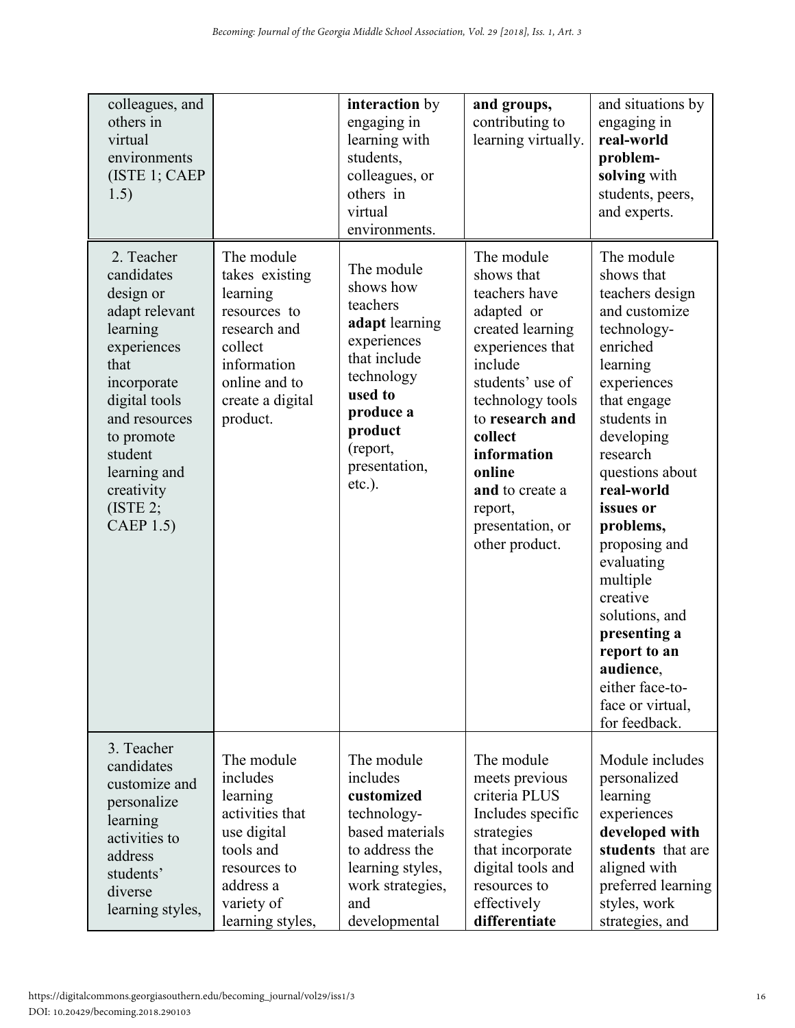| | | | | |
|---|---|---|---|---|
| colleagues, and others in virtual environments (ISTE 1; CAEP 1.5) | | **interaction** by engaging in learning with students, colleagues, or others in virtual environments. | **and groups,** contributing to learning virtually. | and situations by engaging in **real-world problem-solving** with students, peers, and experts. |
| 2. Teacher candidates design or adapt relevant learning experiences that incorporate digital tools and resources to promote student learning and creativity (ISTE 2; CAEP 1.5) | The module takes existing learning resources to research and collect information online and to create a digital product. | The module shows how teachers **adapt** learning experiences that include technology **used to produce a product** (report, presentation, etc.). | The module shows that teachers have adapted or created learning experiences that include students' use of technology tools to **research and collect information online and** to create a report, presentation, or other product. | The module shows that teachers design and customize technology-enriched learning experiences that engage students in developing research questions about **real-world issues or problems,** proposing and evaluating multiple creative solutions, and **presenting a report to an audience**, either face-to-face or virtual, for feedback. |
| 3. Teacher candidates customize and personalize learning activities to address students' diverse learning styles, | The module includes learning activities that use digital tools and resources to address a variety of learning styles, | The module includes **customized** technology-based materials to address the learning styles, work strategies, and developmental | The module meets previous criteria PLUS Includes specific strategies that incorporate digital tools and resources to effectively **differentiate** | Module includes personalized learning experiences **developed with students** that are aligned with preferred learning styles, work strategies, and |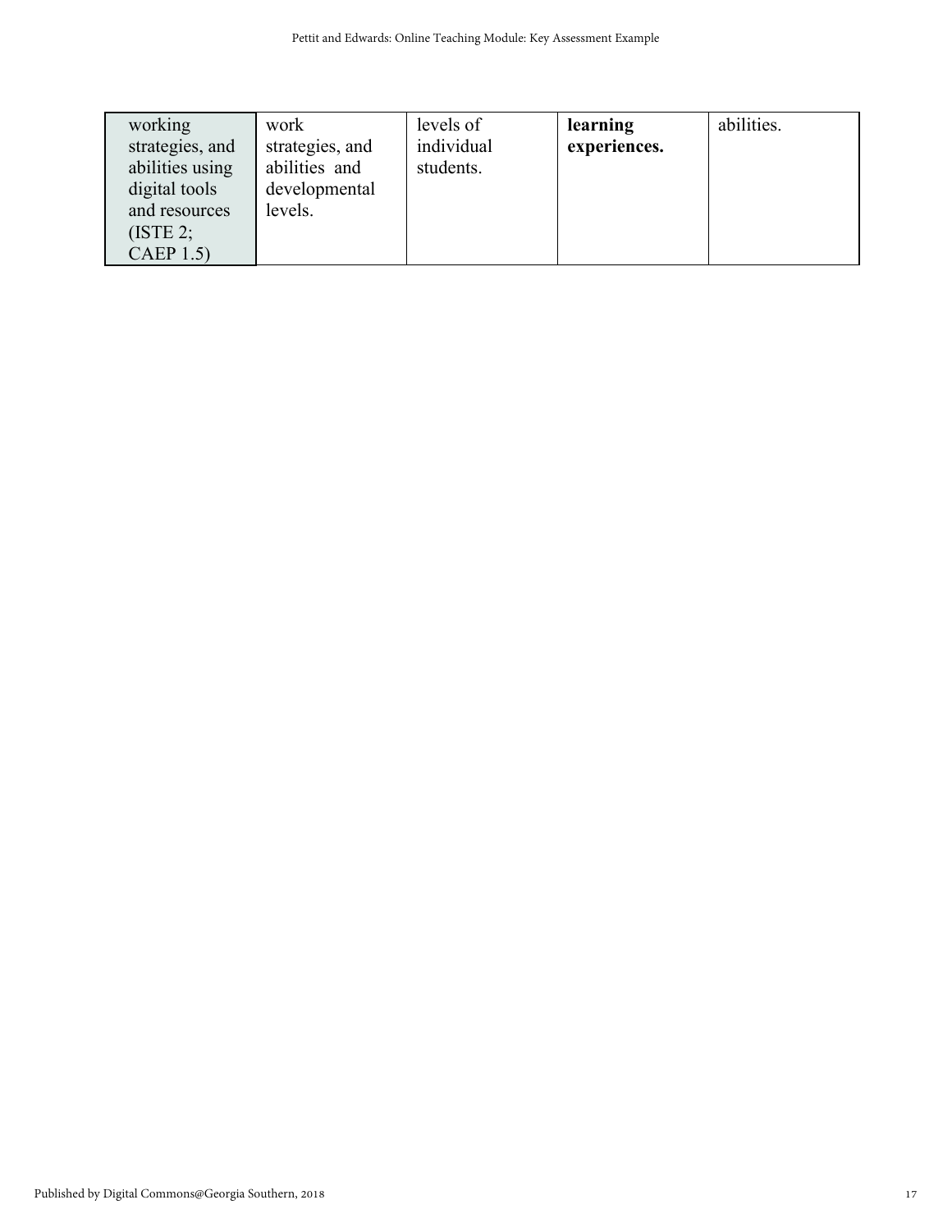| | | | | |
|---|---|---|---|---|
| working strategies, and abilities using digital tools and resources (ISTE 2; CAEP 1.5) | work strategies, and abilities and developmental levels. | levels of individual students. | **learning experiences.** | abilities. |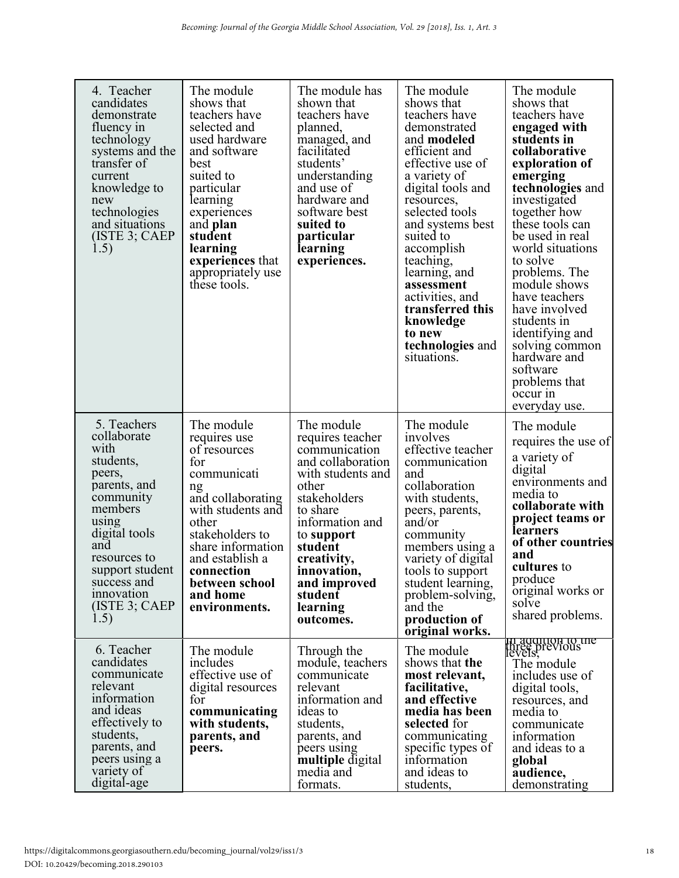| | | | | |
|---|---|---|---|---|
| 4. Teacher candidates demonstrate fluency in technology systems and the transfer of current knowledge to new technologies and situations (ISTE 3; CAEP 1.5) | The module shows that teachers have selected and used hardware and software best suited to particular learning experiences and **plan student learning experiences** that appropriately use these tools. | The module has shown that teachers have planned, managed, and facilitated students' understanding and use of hardware and software best **suited to particular learning experiences.** | The module shows that teachers have demonstrated and **modeled** efficient and effective use of a variety of digital tools and resources, selected tools and systems best suited to accomplish teaching, learning, and **assessment** activities, and **transferred this knowledge to new technologies** and situations. | The module shows that teachers have **engaged with students in collaborative exploration of emerging technologies** and investigated together how these tools can be used in real world situations to solve problems. The module shows have teachers have involved students in identifying and solving common hardware and software problems that occur in everyday use. |
| 5. Teachers collaborate with students, peers, parents, and community members using digital tools and resources to support student success and innovation (ISTE 3; CAEP 1.5) | The module requires use of resources for communicati ng and collaborating with students and other stakeholders to share information and establish a **connection between school and home environments.** | The module requires teacher communication and collaboration with students and other stakeholders to share information and to **support student creativity, innovation, and improved student learning outcomes.** | The module involves effective teacher communication and collaboration with students, peers, parents, and/or community members using a variety of digital tools to support student learning, problem-solving, and the **production of original works.** | The module requires the use of a variety of digital environments and media to **collaborate with project teams or learners of other countries and cultures** to produce original works or solve shared problems. |
| 6. Teacher candidates communicate relevant information and ideas effectively to students, parents, and peers using a variety of digital-age | The module includes effective use of digital resources for **communicating with students, parents, and peers.** | Through the module, teachers communicate relevant information and ideas to students, parents, and peers using **multiple** digital media and formats. | The module shows that **the most relevant, facilitative, and effective media has been selected** for communicating specific types of information and ideas to students, | In addition to the three previous levels, The module includes use of digital tools, resources, and media to communicate information and ideas to a **global audience,** demonstrating |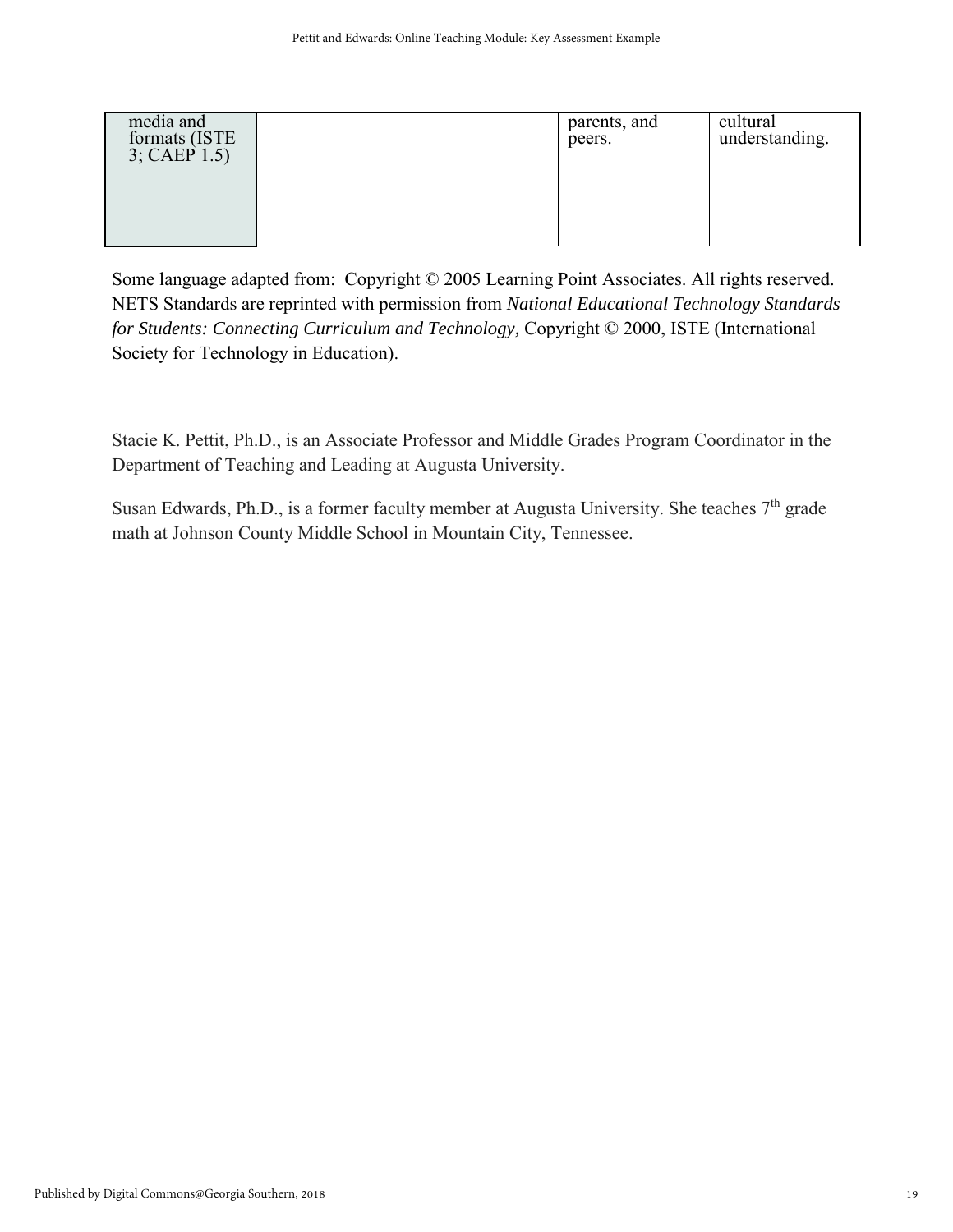| | | | | |
|---|---|---|---|---|
| media and formats (ISTE 3; CAEP 1.5) | | | parents, and peers. | cultural understanding. |

Some language adapted from: Copyright © 2005 Learning Point Associates. All rights reserved. NETS Standards are reprinted with permission from *National Educational Technology Standards for Students: Connecting Curriculum and Technology*, Copyright © 2000, ISTE (International Society for Technology in Education).

Stacie K. Pettit, Ph.D., is an Associate Professor and Middle Grades Program Coordinator in the Department of Teaching and Leading at Augusta University.

Susan Edwards, Ph.D., is a former faculty member at Augusta University. She teaches 7th grade math at Johnson County Middle School in Mountain City, Tennessee.